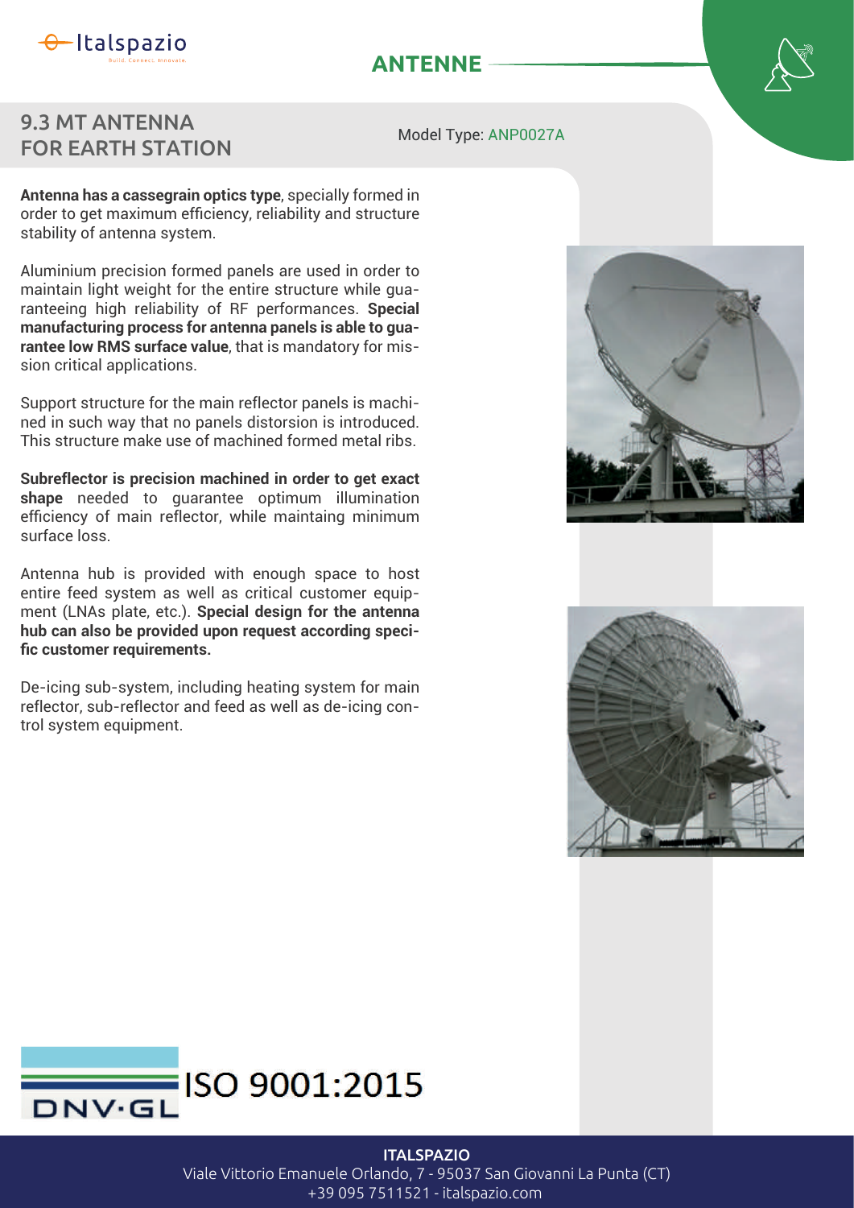# ANTENNE

## 9.3 MT ANTENNA FOR EARTH STATION

Model Type: ANP0027A

**Antenna has a cassegrain optics type**, specially formed in order to get maximum efficiency, reliability and structure stability of antenna system.

Aluminium precision formed panels are used in order to maintain light weight for the entire structure while guaranteeing high reliability of RF performances. **Special manufacturing process for antenna panels is able to guarantee low RMS surface value**, that is mandatory for mission critical applications.

Support structure for the main reflector panels is machined in such way that no panels distorsion is introduced. This structure make use of machined formed metal ribs.

**Subreflector is precision machined in order to get exact shape** needed to guarantee optimum illumination efficiency of main reflector, while maintaing minimum surface loss.

Antenna hub is provided with enough space to host entire feed system as well as critical customer equipment (LNAs plate, etc.). **Special design for the antenna hub can also be provided upon request according specific customer requirements.**

De-icing sub-system, including heating system for main reflector, sub-reflector and feed as well as de-icing control system equipment.

DNV·GL ISO 9001:2015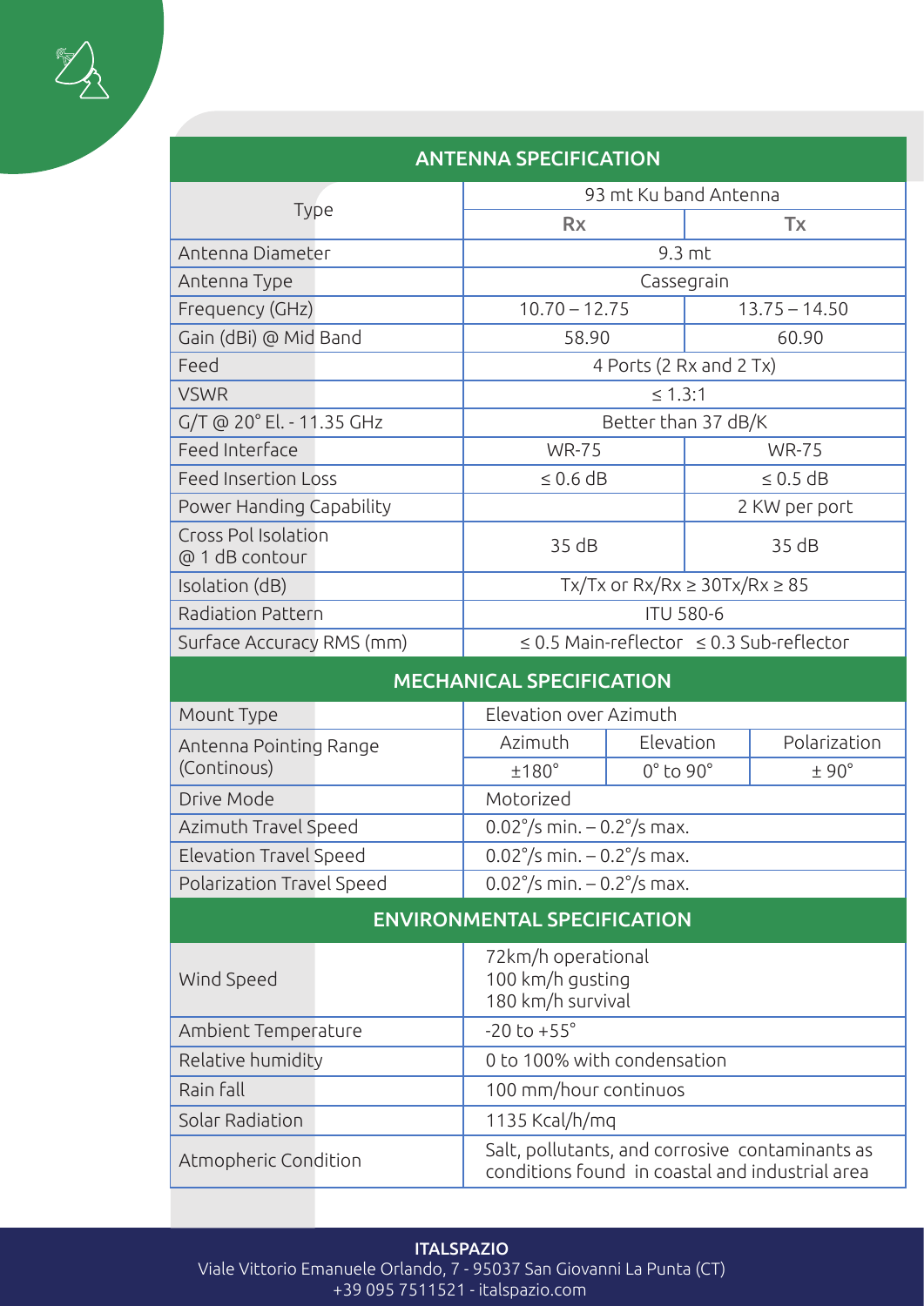## ANTENNA SPECIFICATION

| Type | 93 mt Ku band Antenna | |
|---|---|---|
| | Rx | Tx |
| Antenna Diameter | 9.3 mt | |
| Antenna Type | Cassegrain | |
| Frequency (GHz) | 10.70 – 12.75 | 13.75 – 14.50 |
| Gain (dBi) @ Mid Band | 58.90 | 60.90 |
| Feed | 4 Ports (2 Rx and 2 Tx) | |
| VSWR | ≤ 1.3:1 | |
| G/T @ 20° El. - 11.35 GHz | Better than 37 dB/K | |
| Feed Interface | WR-75 | WR-75 |
| Feed Insertion Loss | ≤ 0.6 dB | ≤ 0.5 dB |
| Power Handing Capability | | 2 KW per port |
| Cross Pol Isolation @ 1 dB contour | 35 dB | 35 dB |
| Isolation (dB) | Tx/Tx or Rx/Rx ≥ 30Tx/Rx ≥ 85 | |
| Radiation Pattern | ITU 580-6 | |
| Surface Accuracy RMS (mm) | ≤ 0.5 Main-reflector ≤ 0.3 Sub-reflector | |

## MECHANICAL SPECIFICATION

| | | | |
|---|---|---|---|
| Mount Type | Elevation over Azimuth | | |
| Antenna Pointing Range (Continous) | Azimuth | Elevation | Polarization |
| | ±180° | 0° to 90° | ± 90° |
| Drive Mode | Motorized | | |
| Azimuth Travel Speed | 0.02°/s min. – 0.2°/s max. | | |
| Elevation Travel Speed | 0.02°/s min. – 0.2°/s max. | | |
| Polarization Travel Speed | 0.02°/s min. – 0.2°/s max. | | |

## ENVIRONMENTAL SPECIFICATION

| | |
|---|---|
| Wind Speed | 72km/h operational<br>100 km/h gusting<br>180 km/h survival |
| Ambient Temperature | -20 to +55° |
| Relative humidity | 0 to 100% with condensation |
| Rain fall | 100 mm/hour continuos |
| Solar Radiation | 1135 Kcal/h/mq |
| Atmopheric Condition | Salt, pollutants, and corrosive contaminants as conditions found in coastal and industrial area |

**ITALSPAZIO**
Viale Vittorio Emanuele Orlando, 7 - 95037 San Giovanni La Punta (CT)
+39 095 7511521 - italspazio.com